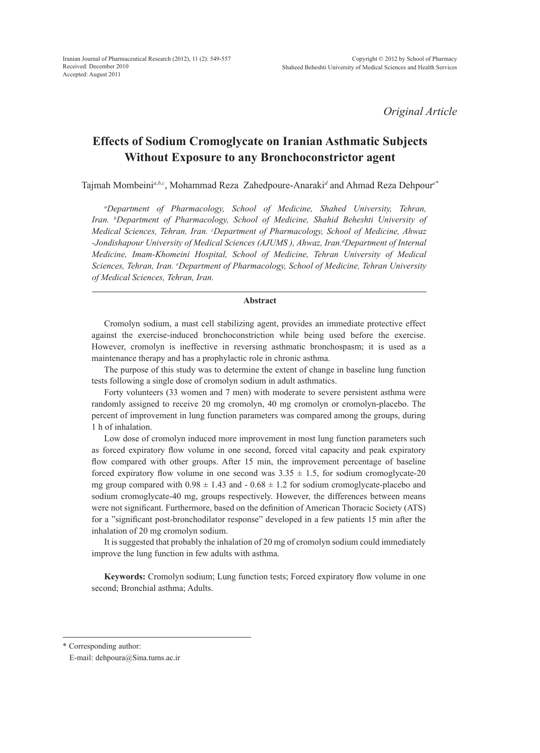*Original Article*

# Effects of Sodium Cromoglycate on Iranian Asthmatic Subjects Without Exposure to any Bronchoconstrictor agent

Tajmah Mombeini[a,b,c], Mohammad Reza Zahedpoure-Anaraki[d] and Ahmad Reza Dehpour[e*]

*[a]Department of Pharmacology, School of Medicine, Shahed University, Tehran, Iran. [b]Department of Pharmacology, School of Medicine, Shahid Beheshti University of Medical Sciences, Tehran, Iran. [c]Department of Pharmacology, School of Medicine, Ahwaz -Jondishapour University of Medical Sciences (AJUMS ), Ahwaz, Iran.[d]Department of Internal Medicine, Imam-Khomeini Hospital, School of Medicine, Tehran University of Medical Sciences, Tehran, Iran. [e]Department of Pharmacology, School of Medicine, Tehran University of Medical Sciences, Tehran, Iran.*

## Abstract

Cromolyn sodium, a mast cell stabilizing agent, provides an immediate protective effect against the exercise-induced bronchoconstriction while being used before the exercise. However, cromolyn is ineffective in reversing asthmatic bronchospasm; it is used as a maintenance therapy and has a prophylactic role in chronic asthma.

The purpose of this study was to determine the extent of change in baseline lung function tests following a single dose of cromolyn sodium in adult asthmatics.

Forty volunteers (33 women and 7 men) with moderate to severe persistent asthma were randomly assigned to receive 20 mg cromolyn, 40 mg cromolyn or cromolyn-placebo. The percent of improvement in lung function parameters was compared among the groups, during 1 h of inhalation.

Low dose of cromolyn induced more improvement in most lung function parameters such as forced expiratory flow volume in one second, forced vital capacity and peak expiratory flow compared with other groups. After 15 min, the improvement percentage of baseline forced expiratory flow volume in one second was $3.35 \pm 1.5$, for sodium cromoglycate-20 mg group compared with $0.98 \pm 1.43$ and $-0.68 \pm 1.2$ for sodium cromoglycate-placebo and sodium cromoglycate-40 mg, groups respectively. However, the differences between means were not significant. Furthermore, based on the definition of American Thoracic Society (ATS) for a "significant post-bronchodilator response" developed in a few patients 15 min after the inhalation of 20 mg cromolyn sodium.

It is suggested that probably the inhalation of 20 mg of cromolyn sodium could immediately improve the lung function in few adults with asthma.

**Keywords:** Cromolyn sodium; Lung function tests; Forced expiratory flow volume in one second; Bronchial asthma; Adults.

* Corresponding author:
E-mail: dehpoura@Sina.tums.ac.ir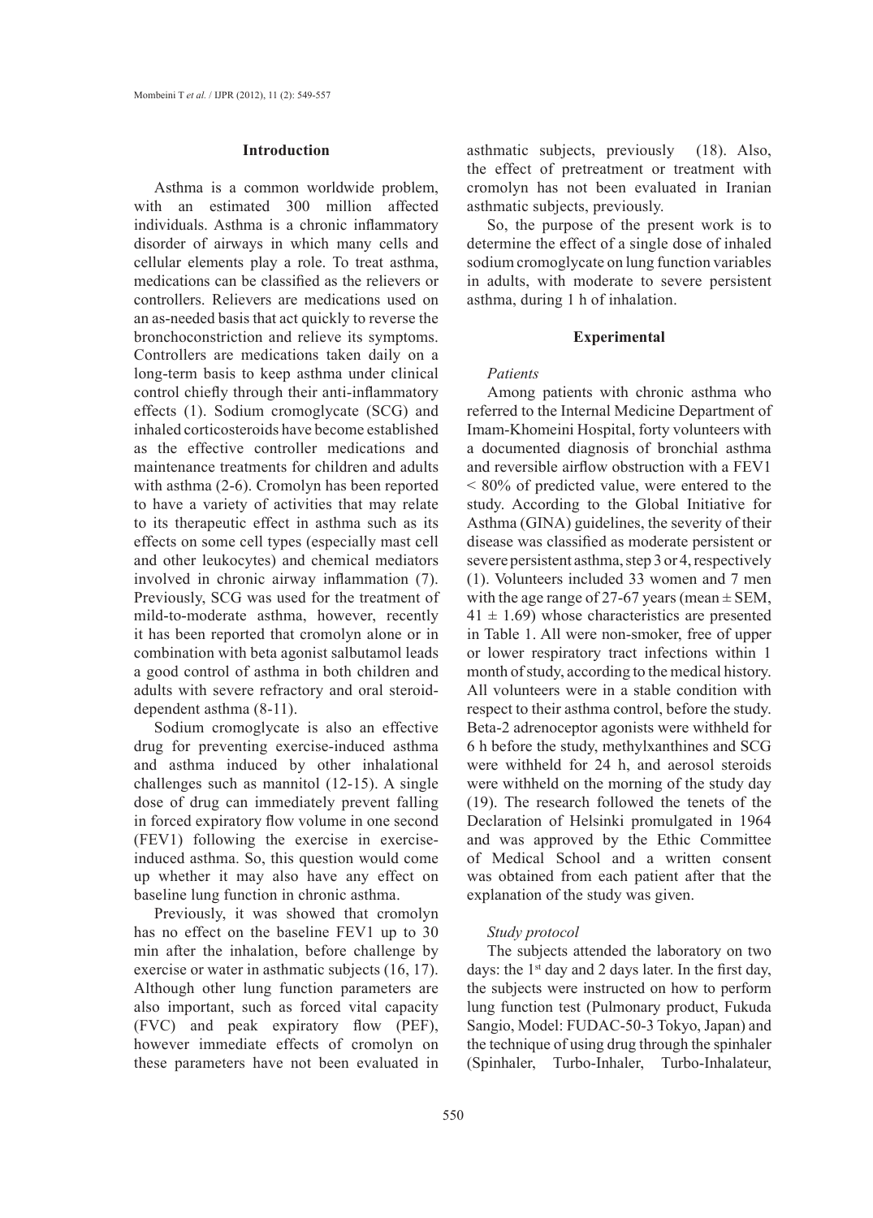## Introduction

Asthma is a common worldwide problem, with an estimated 300 million affected individuals. Asthma is a chronic inflammatory disorder of airways in which many cells and cellular elements play a role. To treat asthma, medications can be classified as the relievers or controllers. Relievers are medications used on an as-needed basis that act quickly to reverse the bronchoconstriction and relieve its symptoms. Controllers are medications taken daily on a long-term basis to keep asthma under clinical control chiefly through their anti-inflammatory effects (1). Sodium cromoglycate (SCG) and inhaled corticosteroids have become established as the effective controller medications and maintenance treatments for children and adults with asthma (2-6). Cromolyn has been reported to have a variety of activities that may relate to its therapeutic effect in asthma such as its effects on some cell types (especially mast cell and other leukocytes) and chemical mediators involved in chronic airway inflammation (7). Previously, SCG was used for the treatment of mild-to-moderate asthma, however, recently it has been reported that cromolyn alone or in combination with beta agonist salbutamol leads a good control of asthma in both children and adults with severe refractory and oral steroid-dependent asthma (8-11).

Sodium cromoglycate is also an effective drug for preventing exercise-induced asthma and asthma induced by other inhalational challenges such as mannitol (12-15). A single dose of drug can immediately prevent falling in forced expiratory flow volume in one second (FEV1) following the exercise in exercise-induced asthma. So, this question would come up whether it may also have any effect on baseline lung function in chronic asthma.

Previously, it was showed that cromolyn has no effect on the baseline FEV1 up to 30 min after the inhalation, before challenge by exercise or water in asthmatic subjects (16, 17). Although other lung function parameters are also important, such as forced vital capacity (FVC) and peak expiratory flow (PEF), however immediate effects of cromolyn on these parameters have not been evaluated in asthmatic subjects, previously (18). Also, the effect of pretreatment or treatment with cromolyn has not been evaluated in Iranian asthmatic subjects, previously.

So, the purpose of the present work is to determine the effect of a single dose of inhaled sodium cromoglycate on lung function variables in adults, with moderate to severe persistent asthma, during 1 h of inhalation.

## Experimental

### *Patients*

Among patients with chronic asthma who referred to the Internal Medicine Department of Imam-Khomeini Hospital, forty volunteers with a documented diagnosis of bronchial asthma and reversible airflow obstruction with a FEV1 < 80% of predicted value, were entered to the study. According to the Global Initiative for Asthma (GINA) guidelines, the severity of their disease was classified as moderate persistent or severe persistent asthma, step 3 or 4, respectively (1). Volunteers included 33 women and 7 men with the age range of 27-67 years (mean ± SEM, 41 ± 1.69) whose characteristics are presented in Table 1. All were non-smoker, free of upper or lower respiratory tract infections within 1 month of study, according to the medical history. All volunteers were in a stable condition with respect to their asthma control, before the study. Beta-2 adrenoceptor agonists were withheld for 6 h before the study, methylxanthines and SCG were withheld for 24 h, and aerosol steroids were withheld on the morning of the study day (19). The research followed the tenets of the Declaration of Helsinki promulgated in 1964 and was approved by the Ethic Committee of Medical School and a written consent was obtained from each patient after that the explanation of the study was given.

### *Study protocol*

The subjects attended the laboratory on two days: the 1st day and 2 days later. In the first day, the subjects were instructed on how to perform lung function test (Pulmonary product, Fukuda Sangio, Model: FUDAC-50-3 Tokyo, Japan) and the technique of using drug through the spinhaler (Spinhaler, Turbo-Inhaler, Turbo-Inhalateur,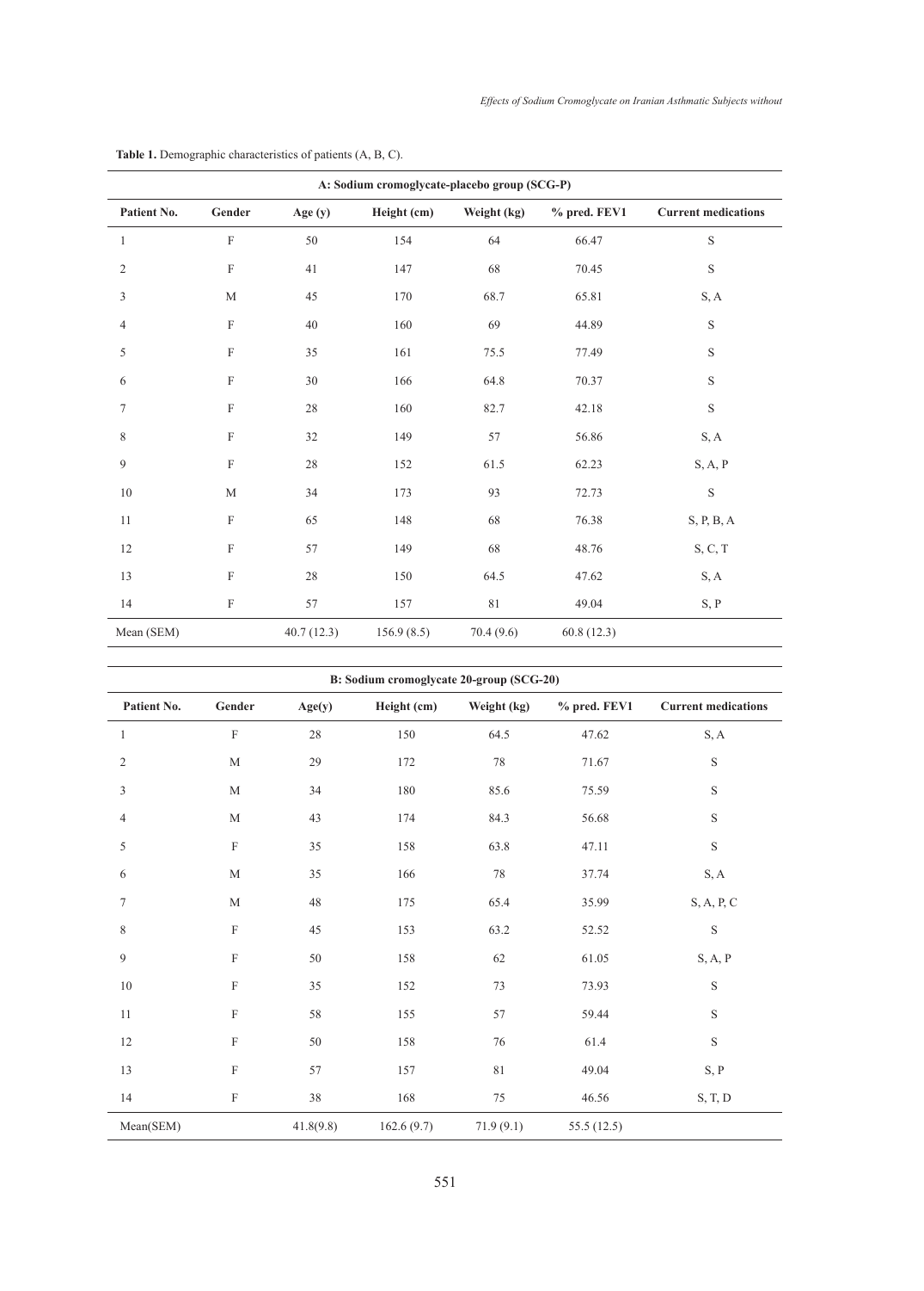**Table 1.** Demographic characteristics of patients (A, B, C).

| A: Sodium cromoglycate-placebo group (SCG-P) | | | | | | |
|---|---|---|---|---|---|---|
| **Patient No.** | **Gender** | **Age (y)** | **Height (cm)** | **Weight (kg)** | **% pred. FEV1** | **Current medications** |
| 1 | F | 50 | 154 | 64 | 66.47 | S |
| 2 | F | 41 | 147 | 68 | 70.45 | S |
| 3 | M | 45 | 170 | 68.7 | 65.81 | S, A |
| 4 | F | 40 | 160 | 69 | 44.89 | S |
| 5 | F | 35 | 161 | 75.5 | 77.49 | S |
| 6 | F | 30 | 166 | 64.8 | 70.37 | S |
| 7 | F | 28 | 160 | 82.7 | 42.18 | S |
| 8 | F | 32 | 149 | 57 | 56.86 | S, A |
| 9 | F | 28 | 152 | 61.5 | 62.23 | S, A, P |
| 10 | M | 34 | 173 | 93 | 72.73 | S |
| 11 | F | 65 | 148 | 68 | 76.38 | S, P, B, A |
| 12 | F | 57 | 149 | 68 | 48.76 | S, C, T |
| 13 | F | 28 | 150 | 64.5 | 47.62 | S, A |
| 14 | F | 57 | 157 | 81 | 49.04 | S, P |
| Mean (SEM) | | 40.7 (12.3) | 156.9 (8.5) | 70.4 (9.6) | 60.8 (12.3) | |

| B: Sodium cromoglycate 20-group (SCG-20) | | | | | | |
|---|---|---|---|---|---|---|
| **Patient No.** | **Gender** | **Age(y)** | **Height (cm)** | **Weight (kg)** | **% pred. FEV1** | **Current medications** |
| 1 | F | 28 | 150 | 64.5 | 47.62 | S, A |
| 2 | M | 29 | 172 | 78 | 71.67 | S |
| 3 | M | 34 | 180 | 85.6 | 75.59 | S |
| 4 | M | 43 | 174 | 84.3 | 56.68 | S |
| 5 | F | 35 | 158 | 63.8 | 47.11 | S |
| 6 | M | 35 | 166 | 78 | 37.74 | S, A |
| 7 | M | 48 | 175 | 65.4 | 35.99 | S, A, P, C |
| 8 | F | 45 | 153 | 63.2 | 52.52 | S |
| 9 | F | 50 | 158 | 62 | 61.05 | S, A, P |
| 10 | F | 35 | 152 | 73 | 73.93 | S |
| 11 | F | 58 | 155 | 57 | 59.44 | S |
| 12 | F | 50 | 158 | 76 | 61.4 | S |
| 13 | F | 57 | 157 | 81 | 49.04 | S, P |
| 14 | F | 38 | 168 | 75 | 46.56 | S, T, D |
| Mean(SEM) | | 41.8(9.8) | 162.6 (9.7) | 71.9 (9.1) | 55.5 (12.5) | |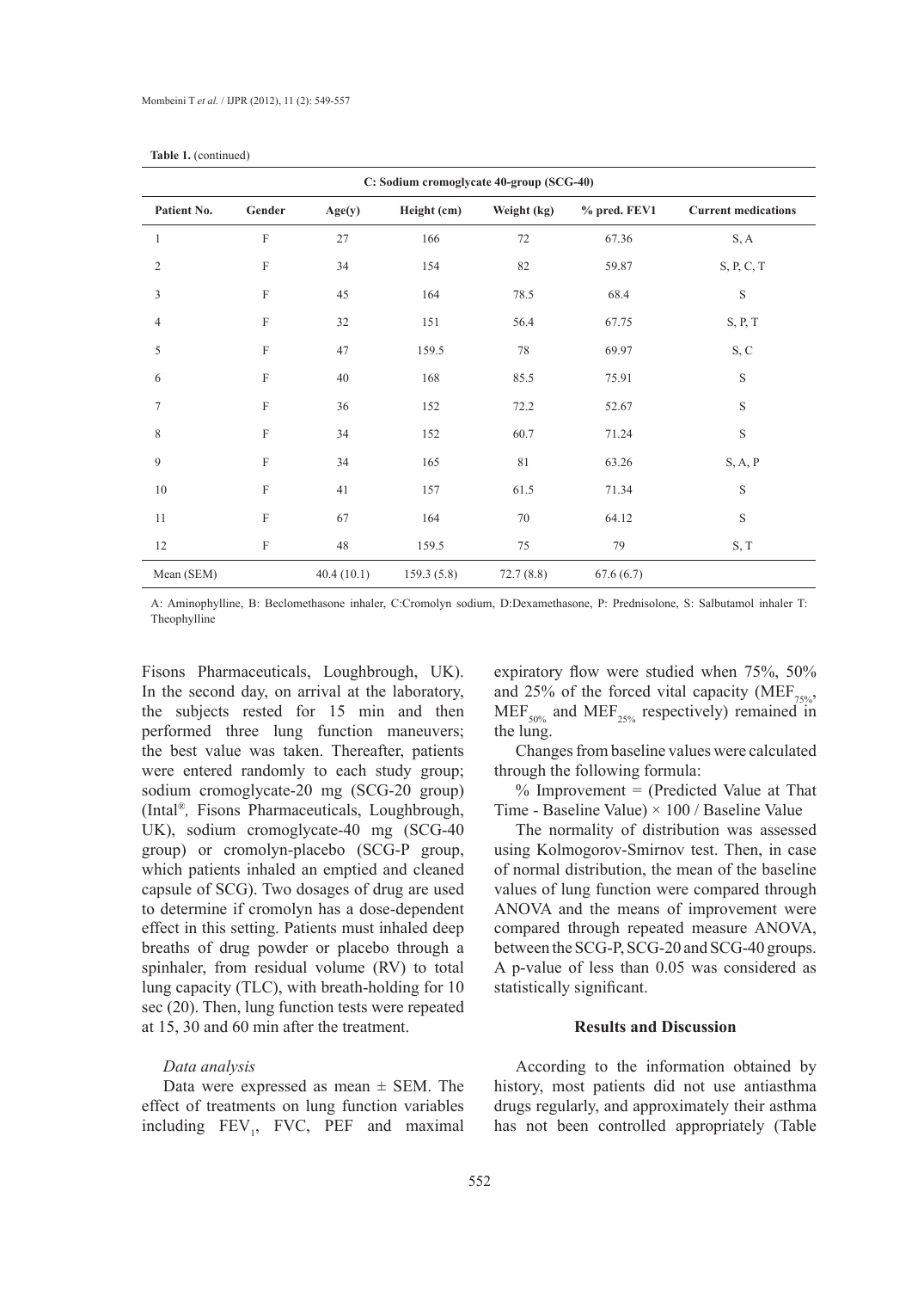**Table 1.** (continued)

| C: Sodium cromoglycate 40-group (SCG-40) | | | | | | |
|---|---|---|---|---|---|---|
| Patient No. | Gender | Age(y) | Height (cm) | Weight (kg) | % pred. FEV1 | Current medications |
| 1 | F | 27 | 166 | 72 | 67.36 | S, A |
| 2 | F | 34 | 154 | 82 | 59.87 | S, P, C, T |
| 3 | F | 45 | 164 | 78.5 | 68.4 | S |
| 4 | F | 32 | 151 | 56.4 | 67.75 | S, P, T |
| 5 | F | 47 | 159.5 | 78 | 69.97 | S, C |
| 6 | F | 40 | 168 | 85.5 | 75.91 | S |
| 7 | F | 36 | 152 | 72.2 | 52.67 | S |
| 8 | F | 34 | 152 | 60.7 | 71.24 | S |
| 9 | F | 34 | 165 | 81 | 63.26 | S, A, P |
| 10 | F | 41 | 157 | 61.5 | 71.34 | S |
| 11 | F | 67 | 164 | 70 | 64.12 | S |
| 12 | F | 48 | 159.5 | 75 | 79 | S, T |
| Mean (SEM) | | 40.4 (10.1) | 159.3 (5.8) | 72.7 (8.8) | 67.6 (6.7) | |

A: Aminophylline, B: Beclomethasone inhaler, C:Cromolyn sodium, D:Dexamethasone, P: Prednisolone, S: Salbutamol inhaler T: Theophylline

Fisons Pharmaceuticals, Loughbrough, UK). In the second day, on arrival at the laboratory, the subjects rested for 15 min and then performed three lung function maneuvers; the best value was taken. Thereafter, patients were entered randomly to each study group; sodium cromoglycate-20 mg (SCG-20 group) (Intal®, Fisons Pharmaceuticals, Loughbrough, UK), sodium cromoglycate-40 mg (SCG-40 group) or cromolyn-placebo (SCG-P group, which patients inhaled an emptied and cleaned capsule of SCG). Two dosages of drug are used to determine if cromolyn has a dose-dependent effect in this setting. Patients must inhaled deep breaths of drug powder or placebo through a spinhaler, from residual volume (RV) to total lung capacity (TLC), with breath-holding for 10 sec (20). Then, lung function tests were repeated at 15, 30 and 60 min after the treatment.

### *Data analysis*

Data were expressed as mean ± SEM. The effect of treatments on lung function variables including $FEV_1$, FVC, PEF and maximal expiratory flow were studied when 75%, 50% and 25% of the forced vital capacity ($MEF_{75\%}$, $MEF_{50\%}$ and $MEF_{25\%}$ respectively) remained in the lung.

Changes from baseline values were calculated through the following formula:

% Improvement = (Predicted Value at That Time - Baseline Value) × 100 / Baseline Value

The normality of distribution was assessed using Kolmogorov-Smirnov test. Then, in case of normal distribution, the mean of the baseline values of lung function were compared through ANOVA and the means of improvement were compared through repeated measure ANOVA, between the SCG-P, SCG-20 and SCG-40 groups. A p-value of less than 0.05 was considered as statistically significant.

## Results and Discussion

According to the information obtained by history, most patients did not use antiasthma drugs regularly, and approximately their asthma has not been controlled appropriately (Table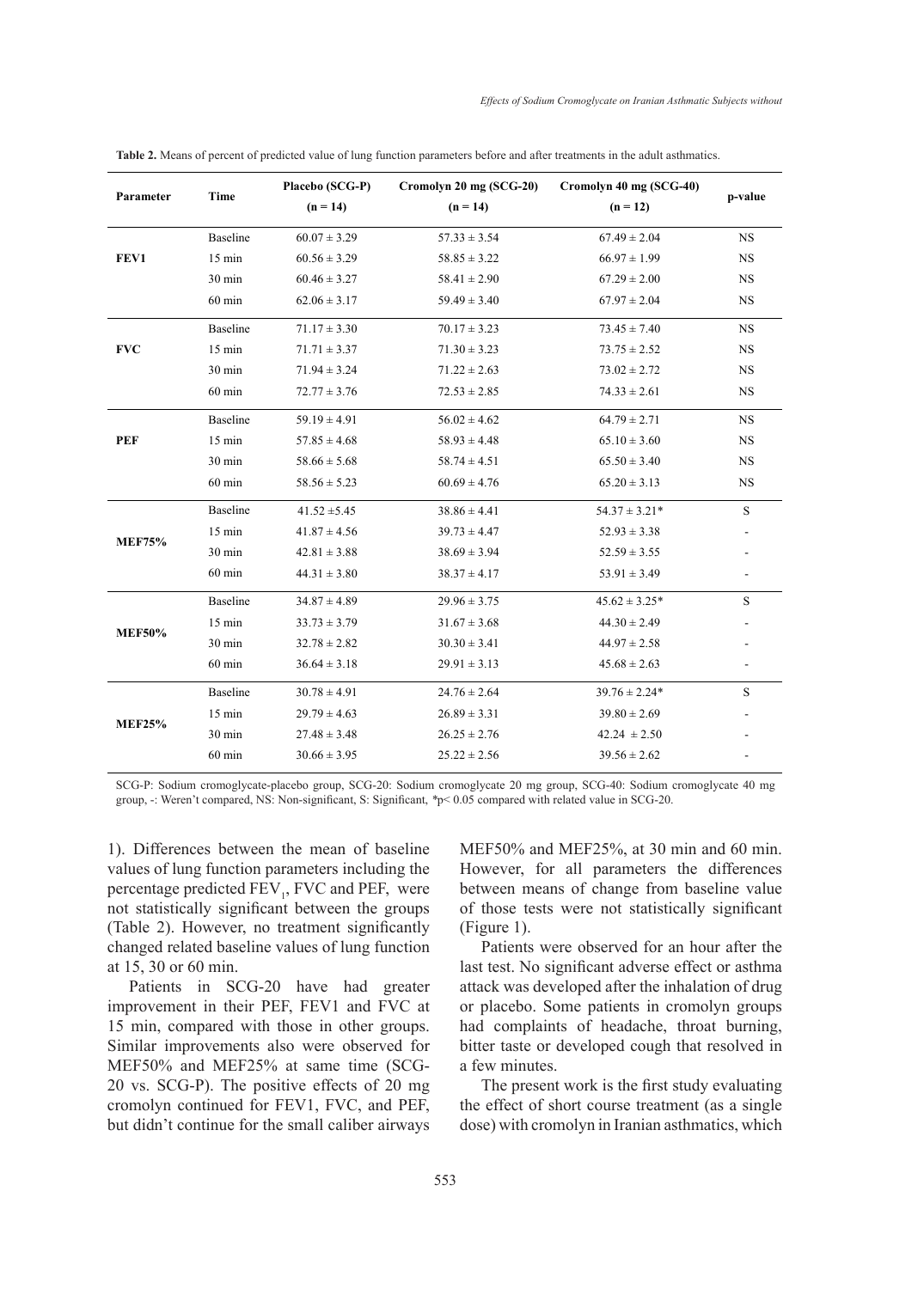**Table 2.** Means of percent of predicted value of lung function parameters before and after treatments in the adult asthmatics.

| Parameter | Time | Placebo (SCG-P) (n = 14) | Cromolyn 20 mg (SCG-20) (n = 14) | Cromolyn 40 mg (SCG-40) (n = 12) | p-value |
|---|---|---|---|---|---|
| **FEV1** | Baseline | 60.07 ± 3.29 | 57.33 ± 3.54 | 67.49 ± 2.04 | NS |
| | 15 min | 60.56 ± 3.29 | 58.85 ± 3.22 | 66.97 ± 1.99 | NS |
| | 30 min | 60.46 ± 3.27 | 58.41 ± 2.90 | 67.29 ± 2.00 | NS |
| | 60 min | 62.06 ± 3.17 | 59.49 ± 3.40 | 67.97 ± 2.04 | NS |
| **FVC** | Baseline | 71.17 ± 3.30 | 70.17 ± 3.23 | 73.45 ± 7.40 | NS |
| | 15 min | 71.71 ± 3.37 | 71.30 ± 3.23 | 73.75 ± 2.52 | NS |
| | 30 min | 71.94 ± 3.24 | 71.22 ± 2.63 | 73.02 ± 2.72 | NS |
| | 60 min | 72.77 ± 3.76 | 72.53 ± 2.85 | 74.33 ± 2.61 | NS |
| **PEF** | Baseline | 59.19 ± 4.91 | 56.02 ± 4.62 | 64.79 ± 2.71 | NS |
| | 15 min | 57.85 ± 4.68 | 58.93 ± 4.48 | 65.10 ± 3.60 | NS |
| | 30 min | 58.66 ± 5.68 | 58.74 ± 4.51 | 65.50 ± 3.40 | NS |
| | 60 min | 58.56 ± 5.23 | 60.69 ± 4.76 | 65.20 ± 3.13 | NS |
| **MEF75%** | Baseline | 41.52 ±5.45 | 38.86 ± 4.41 | 54.37 ± 3.21* | S |
| | 15 min | 41.87 ± 4.56 | 39.73 ± 4.47 | 52.93 ± 3.38 | - |
| | 30 min | 42.81 ± 3.88 | 38.69 ± 3.94 | 52.59 ± 3.55 | - |
| | 60 min | 44.31 ± 3.80 | 38.37 ± 4.17 | 53.91 ± 3.49 | - |
| **MEF50%** | Baseline | 34.87 ± 4.89 | 29.96 ± 3.75 | 45.62 ± 3.25* | S |
| | 15 min | 33.73 ± 3.79 | 31.67 ± 3.68 | 44.30 ± 2.49 | - |
| | 30 min | 32.78 ± 2.82 | 30.30 ± 3.41 | 44.97 ± 2.58 | - |
| | 60 min | 36.64 ± 3.18 | 29.91 ± 3.13 | 45.68 ± 2.63 | - |
| **MEF25%** | Baseline | 30.78 ± 4.91 | 24.76 ± 2.64 | 39.76 ± 2.24* | S |
| | 15 min | 29.79 ± 4.63 | 26.89 ± 3.31 | 39.80 ± 2.69 | - |
| | 30 min | 27.48 ± 3.48 | 26.25 ± 2.76 | 42.24 ± 2.50 | - |
| | 60 min | 30.66 ± 3.95 | 25.22 ± 2.56 | 39.56 ± 2.62 | - |

SCG-P: Sodium cromoglycate-placebo group, SCG-20: Sodium cromoglycate 20 mg group, SCG-40: Sodium cromoglycate 40 mg group, -: Weren't compared, NS: Non-significant, S: Significant, *$p < 0.05$ compared with related value in SCG-20.

1). Differences between the mean of baseline values of lung function parameters including the percentage predicted $FEV_1$, FVC and PEF, were not statistically significant between the groups (Table 2). However, no treatment significantly changed related baseline values of lung function at 15, 30 or 60 min.

Patients in SCG-20 have had greater improvement in their PEF, FEV1 and FVC at 15 min, compared with those in other groups. Similar improvements also were observed for MEF50% and MEF25% at same time (SCG-20 vs. SCG-P). The positive effects of 20 mg cromolyn continued for FEV1, FVC, and PEF, but didn't continue for the small caliber airways MEF50% and MEF25%, at 30 min and 60 min. However, for all parameters the differences between means of change from baseline value of those tests were not statistically significant (Figure 1).

Patients were observed for an hour after the last test. No significant adverse effect or asthma attack was developed after the inhalation of drug or placebo. Some patients in cromolyn groups had complaints of headache, throat burning, bitter taste or developed cough that resolved in a few minutes.

The present work is the first study evaluating the effect of short course treatment (as a single dose) with cromolyn in Iranian asthmatics, which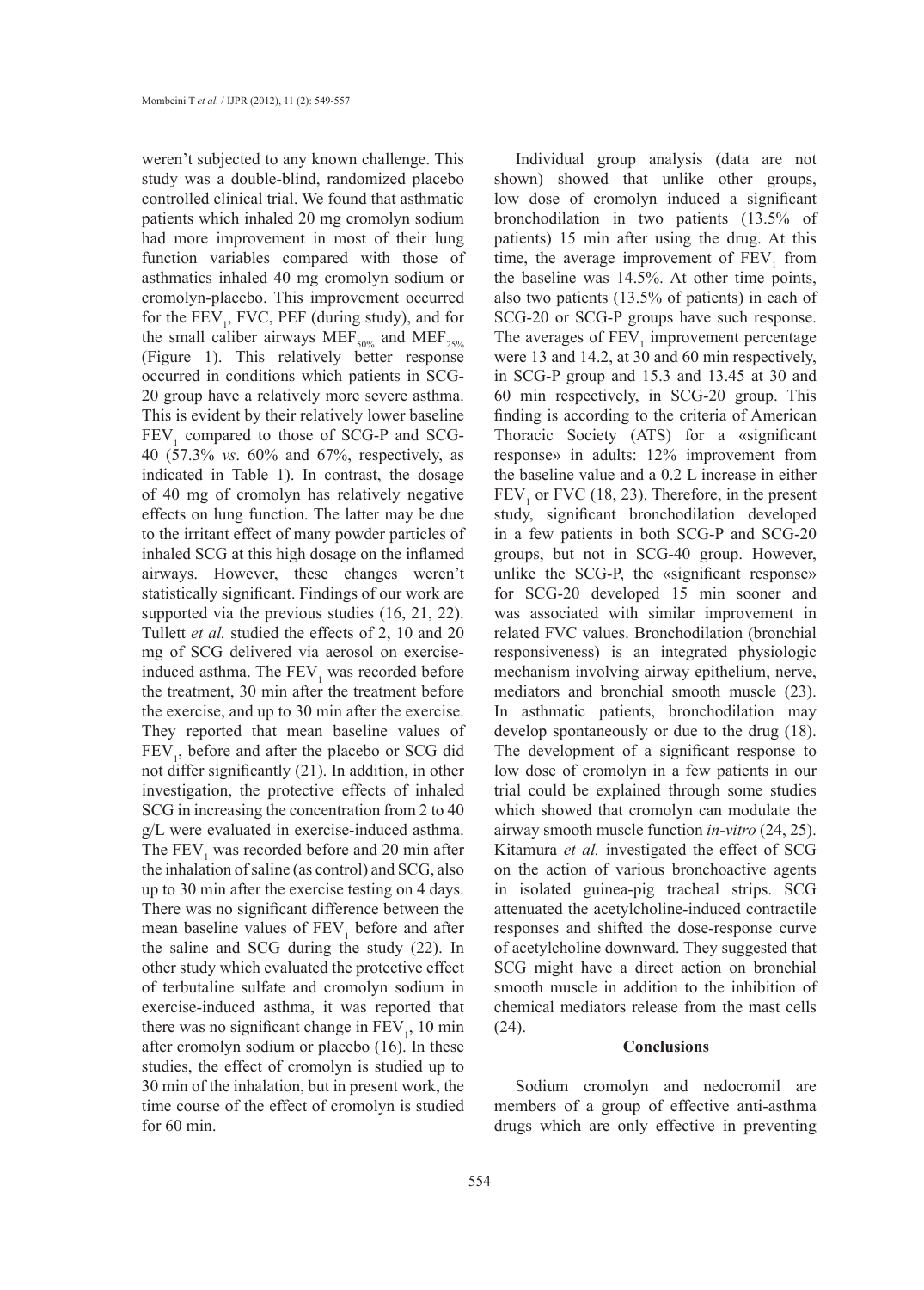weren't subjected to any known challenge. This study was a double-blind, randomized placebo controlled clinical trial. We found that asthmatic patients which inhaled 20 mg cromolyn sodium had more improvement in most of their lung function variables compared with those of asthmatics inhaled 40 mg cromolyn sodium or cromolyn-placebo. This improvement occurred for the $FEV_1$, FVC, PEF (during study), and for the small caliber airways $MEF_{50\%}$ and $MEF_{25\%}$ (Figure 1). This relatively better response occurred in conditions which patients in SCG-20 group have a relatively more severe asthma. This is evident by their relatively lower baseline $FEV_1$ compared to those of SCG-P and SCG-40 (57.3% *vs*. 60% and 67%, respectively, as indicated in Table 1). In contrast, the dosage of 40 mg of cromolyn has relatively negative effects on lung function. The latter may be due to the irritant effect of many powder particles of inhaled SCG at this high dosage on the inflamed airways. However, these changes weren't statistically significant. Findings of our work are supported via the previous studies (16, 21, 22). Tullett *et al.* studied the effects of 2, 10 and 20 mg of SCG delivered via aerosol on exercise-induced asthma. The $FEV_1$ was recorded before the treatment, 30 min after the treatment before the exercise, and up to 30 min after the exercise. They reported that mean baseline values of $FEV_1$, before and after the placebo or SCG did not differ significantly (21). In addition, in other investigation, the protective effects of inhaled SCG in increasing the concentration from 2 to 40 g/L were evaluated in exercise-induced asthma. The $FEV_1$ was recorded before and 20 min after the inhalation of saline (as control) and SCG, also up to 30 min after the exercise testing on 4 days. There was no significant difference between the mean baseline values of $FEV_1$ before and after the saline and SCG during the study (22). In other study which evaluated the protective effect of terbutaline sulfate and cromolyn sodium in exercise-induced asthma, it was reported that there was no significant change in $FEV_1$, 10 min after cromolyn sodium or placebo (16). In these studies, the effect of cromolyn is studied up to 30 min of the inhalation, but in present work, the time course of the effect of cromolyn is studied for 60 min.

Individual group analysis (data are not shown) showed that unlike other groups, low dose of cromolyn induced a significant bronchodilation in two patients (13.5% of patients) 15 min after using the drug. At this time, the average improvement of $FEV_1$ from the baseline was 14.5%. At other time points, also two patients (13.5% of patients) in each of SCG-20 or SCG-P groups have such response. The averages of $FEV_1$ improvement percentage were 13 and 14.2, at 30 and 60 min respectively, in SCG-P group and 15.3 and 13.45 at 30 and 60 min respectively, in SCG-20 group. This finding is according to the criteria of American Thoracic Society (ATS) for a «significant response» in adults: 12% improvement from the baseline value and a 0.2 L increase in either $FEV_1$ or FVC (18, 23). Therefore, in the present study, significant bronchodilation developed in a few patients in both SCG-P and SCG-20 groups, but not in SCG-40 group. However, unlike the SCG-P, the «significant response» for SCG-20 developed 15 min sooner and was associated with similar improvement in related FVC values. Bronchodilation (bronchial responsiveness) is an integrated physiologic mechanism involving airway epithelium, nerve, mediators and bronchial smooth muscle (23). In asthmatic patients, bronchodilation may develop spontaneously or due to the drug (18). The development of a significant response to low dose of cromolyn in a few patients in our trial could be explained through some studies which showed that cromolyn can modulate the airway smooth muscle function *in-vitro* (24, 25). Kitamura *et al.* investigated the effect of SCG on the action of various bronchoactive agents in isolated guinea-pig tracheal strips. SCG attenuated the acetylcholine-induced contractile responses and shifted the dose-response curve of acetylcholine downward. They suggested that SCG might have a direct action on bronchial smooth muscle in addition to the inhibition of chemical mediators release from the mast cells (24).

## Conclusions

Sodium cromolyn and nedocromil are members of a group of effective anti-asthma drugs which are only effective in preventing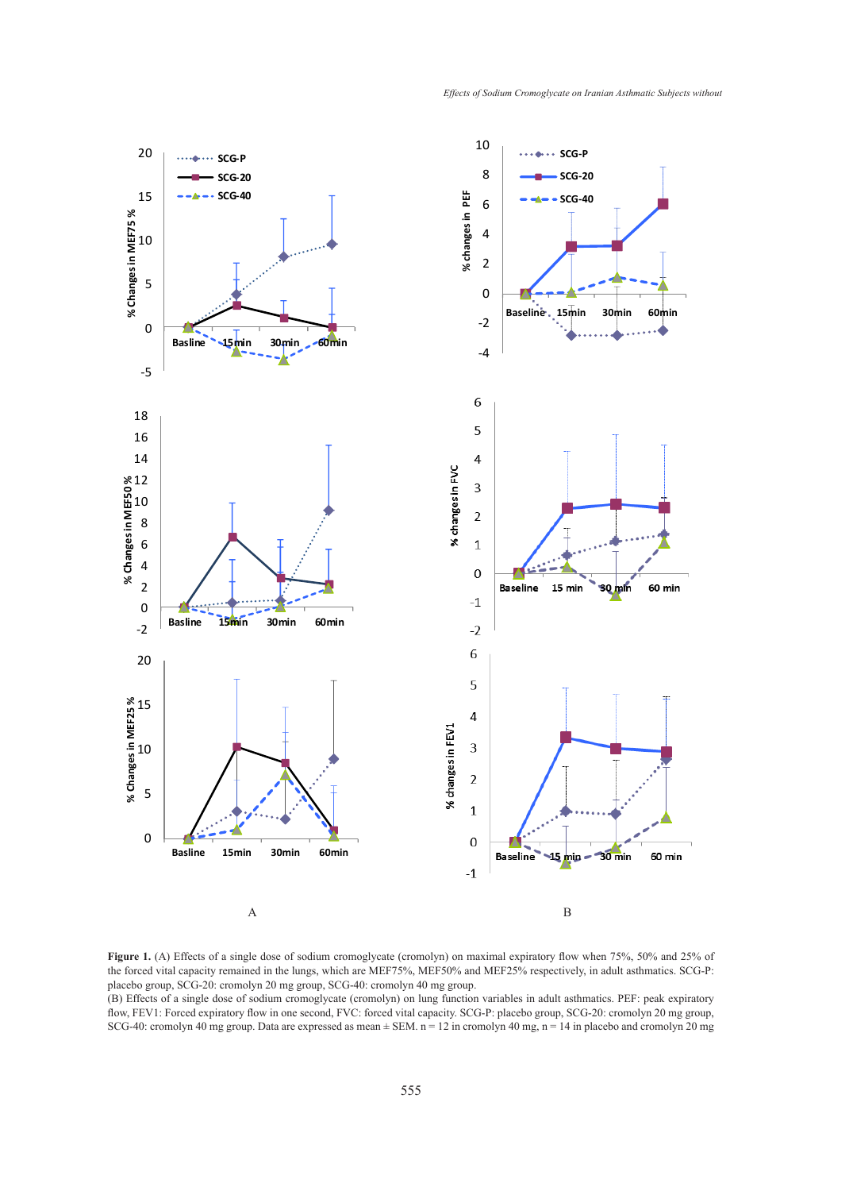A

B

**Figure 1.** (A) Effects of a single dose of sodium cromoglycate (cromolyn) on maximal expiratory flow when 75%, 50% and 25% of the forced vital capacity remained in the lungs, which are MEF75%, MEF50% and MEF25% respectively, in adult asthmatics. SCG-P: placebo group, SCG-20: cromolyn 20 mg group, SCG-40: cromolyn 40 mg group.

(B) Effects of a single dose of sodium cromoglycate (cromolyn) on lung function variables in adult asthmatics. PEF: peak expiratory flow, FEV1: Forced expiratory flow in one second, FVC: forced vital capacity. SCG-P: placebo group, SCG-20: cromolyn 20 mg group, SCG-40: cromolyn 40 mg group. Data are expressed as mean ± SEM. n = 12 in cromolyn 40 mg, n = 14 in placebo and cromolyn 20 mg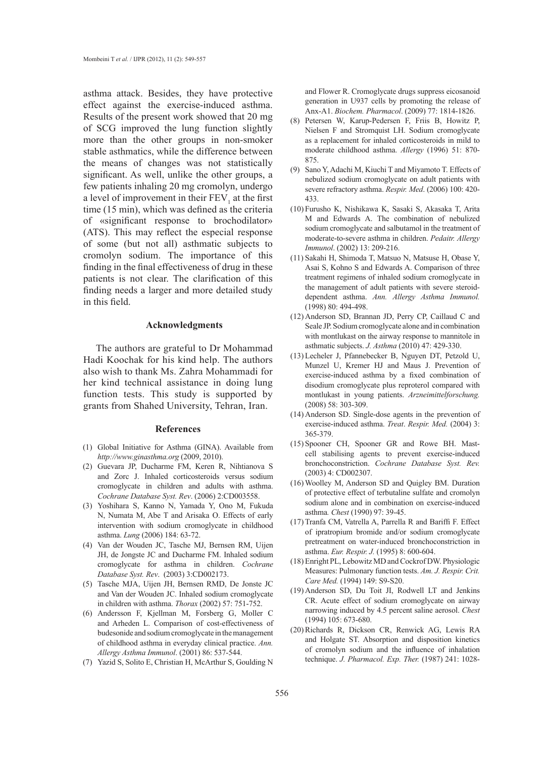asthma attack. Besides, they have protective effect against the exercise-induced asthma. Results of the present work showed that 20 mg of SCG improved the lung function slightly more than the other groups in non-smoker stable asthmatics, while the difference between the means of changes was not statistically significant. As well, unlike the other groups, a few patients inhaling 20 mg cromolyn, undergo a level of improvement in their $FEV_1$ at the first time (15 min), which was defined as the criteria of «significant response to brochodilator» (ATS). This may reflect the especial response of some (but not all) asthmatic subjects to cromolyn sodium. The importance of this finding in the final effectiveness of drug in these patients is not clear. The clarification of this finding needs a larger and more detailed study in this field.

## Acknowledgments

The authors are grateful to Dr Mohammad Hadi Koochak for his kind help. The authors also wish to thank Ms. Zahra Mohammadi for her kind technical assistance in doing lung function tests. This study is supported by grants from Shahed University, Tehran, Iran.

## References

(1) Global Initiative for Asthma (GINA). Available from *http://www.ginasthma.org* (2009, 2010).

(2) Guevara JP, Ducharme FM, Keren R, Nihtianova S and Zorc J. Inhaled corticosteroids versus sodium cromoglycate in children and adults with asthma. *Cochrane Database Syst. Rev*. (2006) 2:CD003558.

(3) Yoshihara S, Kanno N, Yamada Y, Ono M, Fukuda N, Numata M, Abe T and Arisaka O. Effects of early intervention with sodium cromoglycate in childhood asthma. *Lung* (2006) 184: 63-72.

(4) Van der Wouden JC, Tasche MJ, Bernsen RM, Uijen JH, de Jongste JC and Ducharme FM. Inhaled sodium cromoglycate for asthma in children. *Cochrane Database Syst. Rev*. (2003) 3:CD002173.

(5) Tasche MJA, Uijen JH, Bernsen RMD, De Jonste JC and Van der Wouden JC. Inhaled sodium cromoglycate in children with asthma. *Thorax* (2002) 57: 751-752.

(6) Andersson F, Kjellman M, Forsberg G, Moller C and Arheden L. Comparison of cost-effectiveness of budesonide and sodium cromoglycate in the management of childhood asthma in everyday clinical practice. *Ann. Allergy Asthma Immunol*. (2001) 86: 537-544.

(7) Yazid S, Solito E, Christian H, McArthur S, Goulding N and Flower R. Cromoglycate drugs suppress eicosanoid generation in U937 cells by promoting the release of Anx-A1. *Biochem. Pharmacol*. (2009) 77: 1814-1826.

(8) Petersen W, Karup-Pedersen F, Friis B, Howitz P, Nielsen F and Stromquist LH. Sodium cromoglycate as a replacement for inhaled corticosteroids in mild to moderate childhood asthma. *Allergy* (1996) 51: 870-875.

(9) Sano Y, Adachi M, Kiuchi T and Miyamoto T. Effects of nebulized sodium cromoglycate on adult patients with severe refractory asthma. *Respir. Med*. (2006) 100: 420-433.

(10) Furusho K, Nishikawa K, Sasaki S, Akasaka T, Arita M and Edwards A. The combination of nebulized sodium cromoglycate and salbutamol in the treatment of moderate-to-severe asthma in children. *Pedaitr. Allergy Immunol*. (2002) 13: 209-216.

(11) Sakahi H, Shimoda T, Matsuo N, Matsuse H, Obase Y, Asai S, Kohno S and Edwards A. Comparison of three treatment regimens of inhaled sodium cromoglycate in the management of adult patients with severe steroid-dependent asthma. *Ann. Allergy Asthma Immunol.* (1998) 80: 494-498.

(12) Anderson SD, Brannan JD, Perry CP, Caillaud C and Seale JP. Sodium cromoglycate alone and in combination with montlukast on the airway response to mannitole in asthmatic subjects. *J. Asthma* (2010) 47: 429-330.

(13) Lecheler J, Pfannebecker B, Nguyen DT, Petzold U, Munzel U, Kremer HJ and Maus J. Prevention of exercise-induced asthma by a fixed combination of disodium cromoglycate plus reproterol compared with montlukast in young patients. *Arzneimittelforschung.* (2008) 58: 303-309.

(14) Anderson SD. Single-dose agents in the prevention of exercise-induced asthma. *Treat*. *Respir. Med.* (2004) 3: 365-379.

(15) Spooner CH, Spooner GR and Rowe BH. Mast-cell stabilising agents to prevent exercise-induced bronchoconstriction. *Cochrane Database Syst. Rev.* (2003) 4: CD002307.

(16) Woolley M, Anderson SD and Quigley BM. Duration of protective effect of terbutaline sulfate and cromolyn sodium alone and in combination on exercise-induced asthma*. Chest* (1990) 97: 39-45.

(17) Tranfa CM, Vatrella A, Parrella R and Bariffi F. Effect of ipratropium bromide and/or sodium cromoglycate pretreatment on water-induced bronchoconstriction in asthma. *Eur. Respir. J.* (1995) 8: 600-604.

(18) Enright PL, Lebowitz MD and Cockrof DW. Physiologic Measures: Pulmonary function tests. *Am. J. Respir. Crit. Care Med.* (1994) 149: S9-S20.

(19) Anderson SD, Du Toit JI, Rodwell LT and Jenkins CR. Acute effect of sodium cromoglycate on airway narrowing induced by 4.5 percent saline aerosol. *Chest* (1994) 105: 673-680.

(20) Richards R, Dickson CR, Renwick AG, Lewis RA and Holgate ST. Absorption and disposition kinetics of cromolyn sodium and the influence of inhalation technique. *J. Pharmacol. Exp. Ther.* (1987) 241: 1028-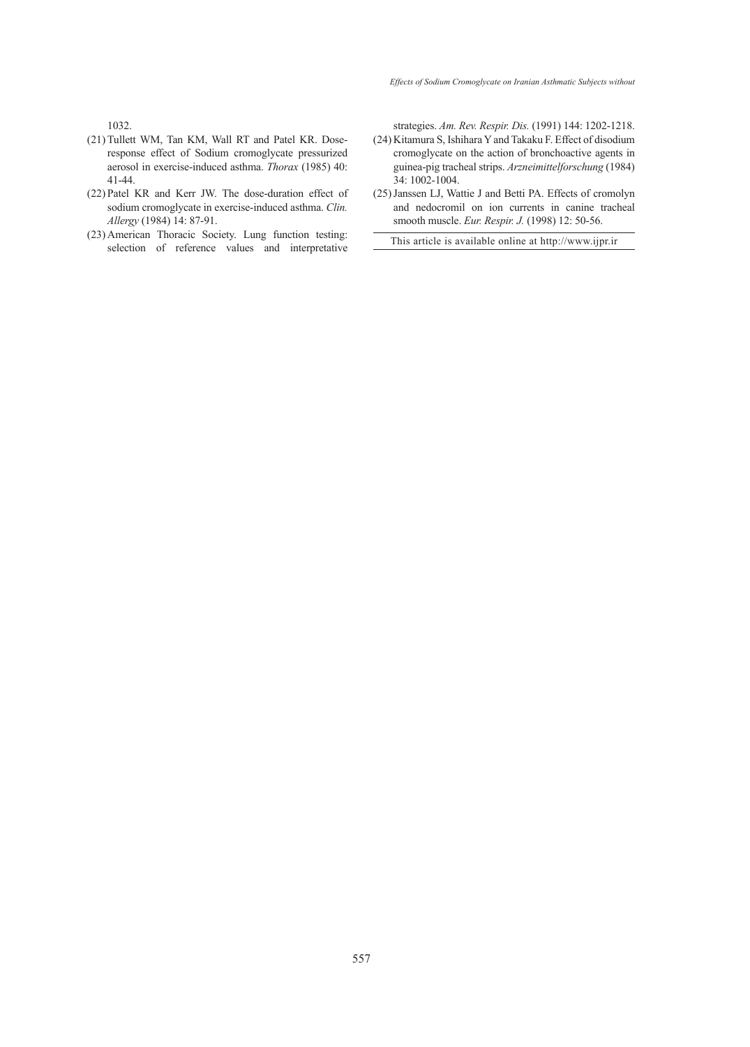1032.

(21) Tullett WM, Tan KM, Wall RT and Patel KR. Dose-response effect of Sodium cromoglycate pressurized aerosol in exercise-induced asthma. *Thorax* (1985) 40: 41-44.

(22) Patel KR and Kerr JW. The dose-duration effect of sodium cromoglycate in exercise-induced asthma. *Clin. Allergy* (1984) 14: 87-91.

(23) American Thoracic Society. Lung function testing: selection of reference values and interpretative strategies. *Am. Rev. Respir. Dis.* (1991) 144: 1202-1218.

(24) Kitamura S, Ishihara Y and Takaku F. Effect of disodium cromoglycate on the action of bronchoactive agents in guinea-pig tracheal strips. *Arzneimittelforschung* (1984) 34: 1002-1004.

(25) Janssen LJ, Wattie J and Betti PA. Effects of cromolyn and nedocromil on ion currents in canine tracheal smooth muscle. *Eur. Respir. J.* (1998) 12: 50-56.

This article is available online at http://www.ijpr.ir